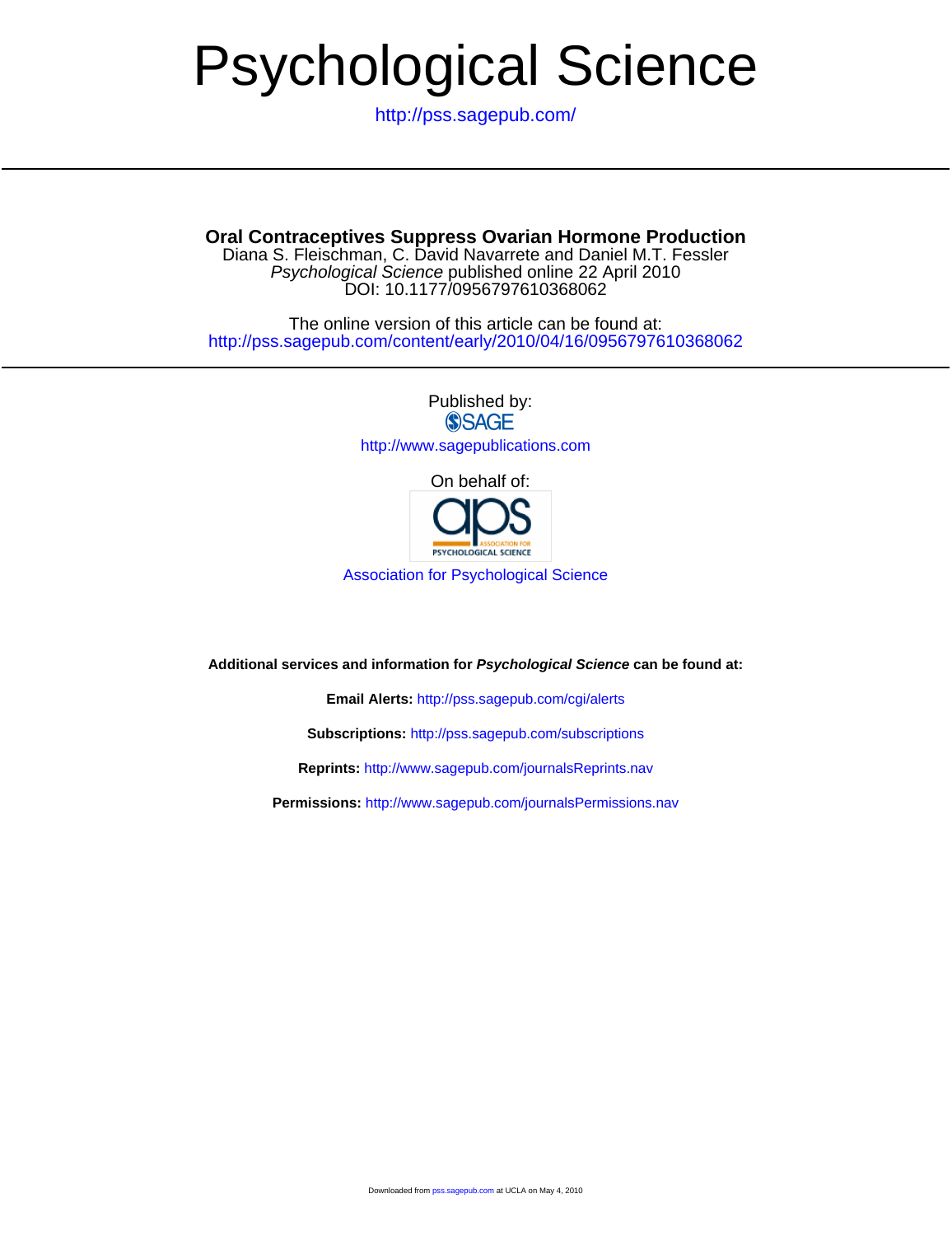# Psychological Science

http://pss.sagepub.com/

---

**Oral Contraceptives Suppress Ovarian Hormone Production**

Diana S. Fleischman, C. David Navarrete and Daniel M.T. Fessler

*Psychological Science* published online 22 April 2010

DOI: 10.1177/0956797610368062

The online version of this article can be found at:

http://pss.sagepub.com/content/early/2010/04/16/0956797610368062

---

Published by:

SAGE

http://www.sagepublications.com

On behalf of:

Association for Psychological Science

**Additional services and information for *Psychological Science* can be found at:**

**Email Alerts:** http://pss.sagepub.com/cgi/alerts

**Subscriptions:** http://pss.sagepub.com/subscriptions

**Reprints:** http://www.sagepub.com/journalsReprints.nav

**Permissions:** http://www.sagepub.com/journalsPermissions.nav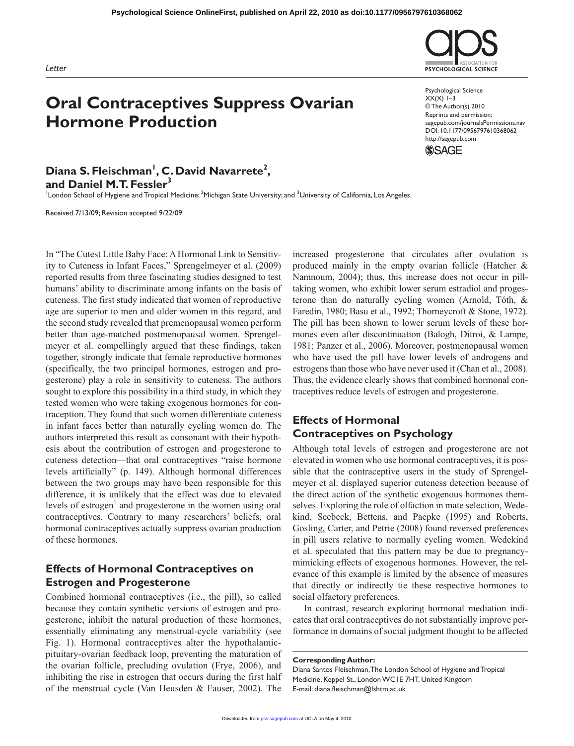*Letter*

# Oral Contraceptives Suppress Ovarian Hormone Production

**Diana S. Fleischman[1], C. David Navarrete[2], and Daniel M.T. Fessler[3]**

[1]London School of Hygiene and Tropical Medicine; [2]Michigan State University; and [3]University of California, Los Angeles

Received 7/13/09; Revision accepted 9/22/09

In "The Cutest Little Baby Face: A Hormonal Link to Sensitivity to Cuteness in Infant Faces," Sprengelmeyer et al. (2009) reported results from three fascinating studies designed to test humans' ability to discriminate among infants on the basis of cuteness. The first study indicated that women of reproductive age are superior to men and older women in this regard, and the second study revealed that premenopausal women perform better than age-matched postmenopausal women. Sprengelmeyer et al. compellingly argued that these findings, taken together, strongly indicate that female reproductive hormones (specifically, the two principal hormones, estrogen and progesterone) play a role in sensitivity to cuteness. The authors sought to explore this possibility in a third study, in which they tested women who were taking exogenous hormones for contraception. They found that such women differentiate cuteness in infant faces better than naturally cycling women do. The authors interpreted this result as consonant with their hypothesis about the contribution of estrogen and progesterone to cuteness detection—that oral contraceptives "raise hormone levels artificially" (p. 149). Although hormonal differences between the two groups may have been responsible for this difference, it is unlikely that the effect was due to elevated levels of estrogen[1] and progesterone in the women using oral contraceptives. Contrary to many researchers' beliefs, oral hormonal contraceptives actually suppress ovarian production of these hormones.

## Effects of Hormonal Contraceptives on Estrogen and Progesterone

Combined hormonal contraceptives (i.e., the pill), so called because they contain synthetic versions of estrogen and progesterone, inhibit the natural production of these hormones, essentially eliminating any menstrual-cycle variability (see Fig. 1). Hormonal contraceptives alter the hypothalamic-pituitary-ovarian feedback loop, preventing the maturation of the ovarian follicle, precluding ovulation (Frye, 2006), and inhibiting the rise in estrogen that occurs during the first half of the menstrual cycle (Van Heusden & Fauser, 2002). The increased progesterone that circulates after ovulation is produced mainly in the empty ovarian follicle (Hatcher & Namnoum, 2004); thus, this increase does not occur in pill-taking women, who exhibit lower serum estradiol and progesterone than do naturally cycling women (Arnold, Tóth, & Faredin, 1980; Basu et al., 1992; Thorneycroft & Stone, 1972). The pill has been shown to lower serum levels of these hormones even after discontinuation (Balogh, Ditroi, & Lampe, 1981; Panzer et al., 2006). Moreover, postmenopausal women who have used the pill have lower levels of androgens and estrogens than those who have never used it (Chan et al., 2008). Thus, the evidence clearly shows that combined hormonal contraceptives reduce levels of estrogen and progesterone.

## Effects of Hormonal Contraceptives on Psychology

Although total levels of estrogen and progesterone are not elevated in women who use hormonal contraceptives, it is possible that the contraceptive users in the study of Sprengelmeyer et al. displayed superior cuteness detection because of the direct action of the synthetic exogenous hormones themselves. Exploring the role of olfaction in mate selection, Wedekind, Seebeck, Bettens, and Paepke (1995) and Roberts, Gosling, Carter, and Petrie (2008) found reversed preferences in pill users relative to normally cycling women. Wedekind et al. speculated that this pattern may be due to pregnancy-mimicking effects of exogenous hormones. However, the relevance of this example is limited by the absence of measures that directly or indirectly tie these respective hormones to social olfactory preferences.

In contrast, research exploring hormonal mediation indicates that oral contraceptives do not substantially improve performance in domains of social judgment thought to be affected

**Corresponding Author:**
Diana Santos Fleischman, The London School of Hygiene and Tropical Medicine, Keppel St., London WC1E 7HT, United Kingdom
E-mail: diana.fleischman@lshtm.ac.uk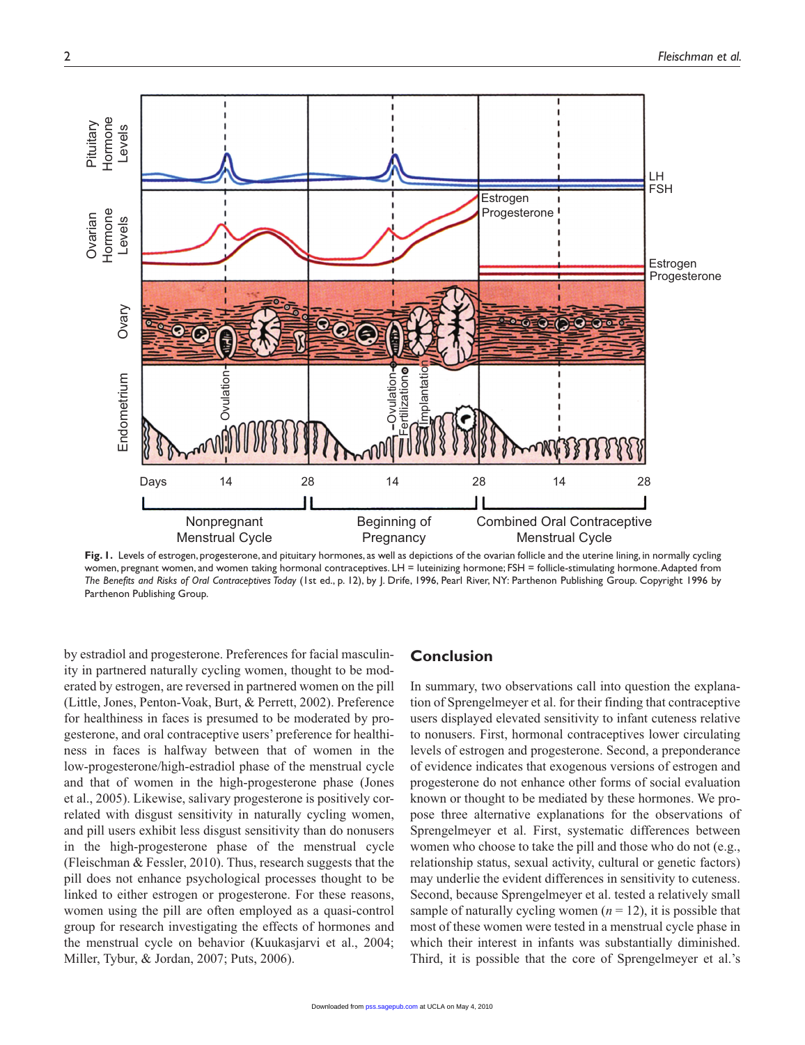Fig. 1. Levels of estrogen, progesterone, and pituitary hormones, as well as depictions of the ovarian follicle and the uterine lining, in normally cycling women, pregnant women, and women taking hormonal contraceptives. LH = luteinizing hormone; FSH = follicle-stimulating hormone. Adapted from *The Benefits and Risks of Oral Contraceptives Today* (1st ed., p. 12), by J. Drife, 1996, Pearl River, NY: Parthenon Publishing Group. Copyright 1996 by Parthenon Publishing Group.

by estradiol and progesterone. Preferences for facial masculinity in partnered naturally cycling women, thought to be moderated by estrogen, are reversed in partnered women on the pill (Little, Jones, Penton-Voak, Burt, & Perrett, 2002). Preference for healthiness in faces is presumed to be moderated by progesterone, and oral contraceptive users' preference for healthiness in faces is halfway between that of women in the low-progesterone/high-estradiol phase of the menstrual cycle and that of women in the high-progesterone phase (Jones et al., 2005). Likewise, salivary progesterone is positively correlated with disgust sensitivity in naturally cycling women, and pill users exhibit less disgust sensitivity than do nonusers in the high-progesterone phase of the menstrual cycle (Fleischman & Fessler, 2010). Thus, research suggests that the pill does not enhance psychological processes thought to be linked to either estrogen or progesterone. For these reasons, women using the pill are often employed as a quasi-control group for research investigating the effects of hormones and the menstrual cycle on behavior (Kuukasjarvi et al., 2004; Miller, Tybur, & Jordan, 2007; Puts, 2006).

## Conclusion

In summary, two observations call into question the explanation of Sprengelmeyer et al. for their finding that contraceptive users displayed elevated sensitivity to infant cuteness relative to nonusers. First, hormonal contraceptives lower circulating levels of estrogen and progesterone. Second, a preponderance of evidence indicates that exogenous versions of estrogen and progesterone do not enhance other forms of social evaluation known or thought to be mediated by these hormones. We propose three alternative explanations for the observations of Sprengelmeyer et al. First, systematic differences between women who choose to take the pill and those who do not (e.g., relationship status, sexual activity, cultural or genetic factors) may underlie the evident differences in sensitivity to cuteness. Second, because Sprengelmeyer et al. tested a relatively small sample of naturally cycling women ($n = 12$), it is possible that most of these women were tested in a menstrual cycle phase in which their interest in infants was substantially diminished. Third, it is possible that the core of Sprengelmeyer et al.'s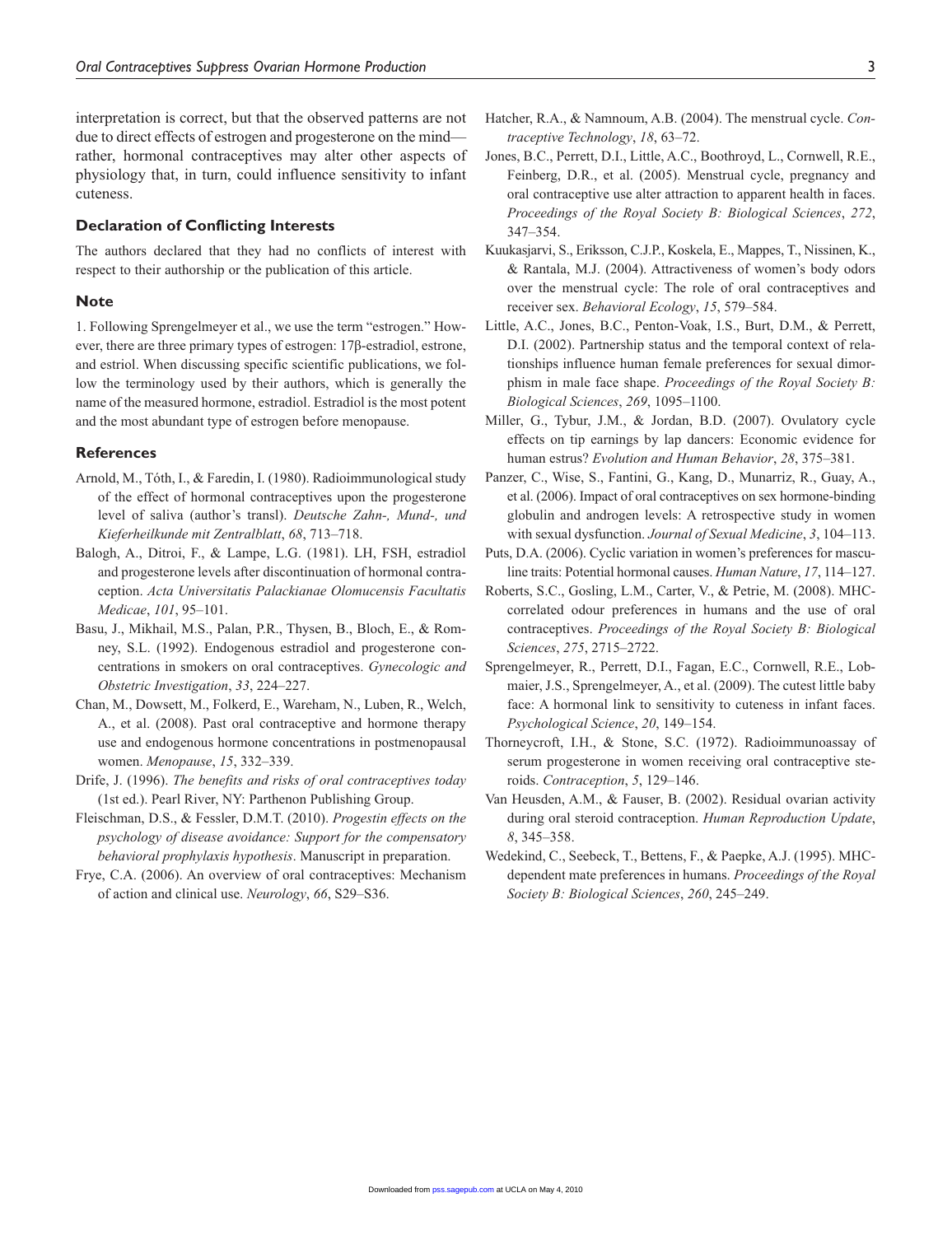interpretation is correct, but that the observed patterns are not due to direct effects of estrogen and progesterone on the mind—rather, hormonal contraceptives may alter other aspects of physiology that, in turn, could influence sensitivity to infant cuteness.

### Declaration of Conflicting Interests

The authors declared that they had no conflicts of interest with respect to their authorship or the publication of this article.

### Note

1. Following Sprengelmeyer et al., we use the term "estrogen." However, there are three primary types of estrogen: 17β-estradiol, estrone, and estriol. When discussing specific scientific publications, we follow the terminology used by their authors, which is generally the name of the measured hormone, estradiol. Estradiol is the most potent and the most abundant type of estrogen before menopause.

### References

Arnold, M., Tóth, I., & Faredin, I. (1980). Radioimmunological study of the effect of hormonal contraceptives upon the progesterone level of saliva (author's transl). *Deutsche Zahn-, Mund-, und Kieferheilkunde mit Zentralblatt*, *68*, 713–718.

Balogh, A., Ditroi, F., & Lampe, L.G. (1981). LH, FSH, estradiol and progesterone levels after discontinuation of hormonal contraception. *Acta Universitatis Palackianae Olomucensis Facultatis Medicae*, *101*, 95–101.

Basu, J., Mikhail, M.S., Palan, P.R., Thysen, B., Bloch, E., & Romney, S.L. (1992). Endogenous estradiol and progesterone concentrations in smokers on oral contraceptives. *Gynecologic and Obstetric Investigation*, *33*, 224–227.

Chan, M., Dowsett, M., Folkerd, E., Wareham, N., Luben, R., Welch, A., et al. (2008). Past oral contraceptive and hormone therapy use and endogenous hormone concentrations in postmenopausal women. *Menopause*, *15*, 332–339.

Drife, J. (1996). *The benefits and risks of oral contraceptives today* (1st ed.). Pearl River, NY: Parthenon Publishing Group.

Fleischman, D.S., & Fessler, D.M.T. (2010). *Progestin effects on the psychology of disease avoidance: Support for the compensatory behavioral prophylaxis hypothesis*. Manuscript in preparation.

Frye, C.A. (2006). An overview of oral contraceptives: Mechanism of action and clinical use. *Neurology*, *66*, S29–S36.

Hatcher, R.A., & Namnoum, A.B. (2004). The menstrual cycle. *Contraceptive Technology*, *18*, 63–72.

Jones, B.C., Perrett, D.I., Little, A.C., Boothroyd, L., Cornwell, R.E., Feinberg, D.R., et al. (2005). Menstrual cycle, pregnancy and oral contraceptive use alter attraction to apparent health in faces. *Proceedings of the Royal Society B: Biological Sciences*, *272*, 347–354.

Kuukasjarvi, S., Eriksson, C.J.P., Koskela, E., Mappes, T., Nissinen, K., & Rantala, M.J. (2004). Attractiveness of women's body odors over the menstrual cycle: The role of oral contraceptives and receiver sex. *Behavioral Ecology*, *15*, 579–584.

Little, A.C., Jones, B.C., Penton-Voak, I.S., Burt, D.M., & Perrett, D.I. (2002). Partnership status and the temporal context of relationships influence human female preferences for sexual dimorphism in male face shape. *Proceedings of the Royal Society B: Biological Sciences*, *269*, 1095–1100.

Miller, G., Tybur, J.M., & Jordan, B.D. (2007). Ovulatory cycle effects on tip earnings by lap dancers: Economic evidence for human estrus? *Evolution and Human Behavior*, *28*, 375–381.

Panzer, C., Wise, S., Fantini, G., Kang, D., Munarriz, R., Guay, A., et al. (2006). Impact of oral contraceptives on sex hormone-binding globulin and androgen levels: A retrospective study in women with sexual dysfunction. *Journal of Sexual Medicine*, *3*, 104–113.

Puts, D.A. (2006). Cyclic variation in women's preferences for masculine traits: Potential hormonal causes. *Human Nature*, *17*, 114–127.

Roberts, S.C., Gosling, L.M., Carter, V., & Petrie, M. (2008). MHC-correlated odour preferences in humans and the use of oral contraceptives. *Proceedings of the Royal Society B: Biological Sciences*, *275*, 2715–2722.

Sprengelmeyer, R., Perrett, D.I., Fagan, E.C., Cornwell, R.E., Lobmaier, J.S., Sprengelmeyer, A., et al. (2009). The cutest little baby face: A hormonal link to sensitivity to cuteness in infant faces. *Psychological Science*, *20*, 149–154.

Thorneycroft, I.H., & Stone, S.C. (1972). Radioimmunoassay of serum progesterone in women receiving oral contraceptive steroids. *Contraception*, *5*, 129–146.

Van Heusden, A.M., & Fauser, B. (2002). Residual ovarian activity during oral steroid contraception. *Human Reproduction Update*, *8*, 345–358.

Wedekind, C., Seebeck, T., Bettens, F., & Paepke, A.J. (1995). MHC-dependent mate preferences in humans. *Proceedings of the Royal Society B: Biological Sciences*, *260*, 245–249.